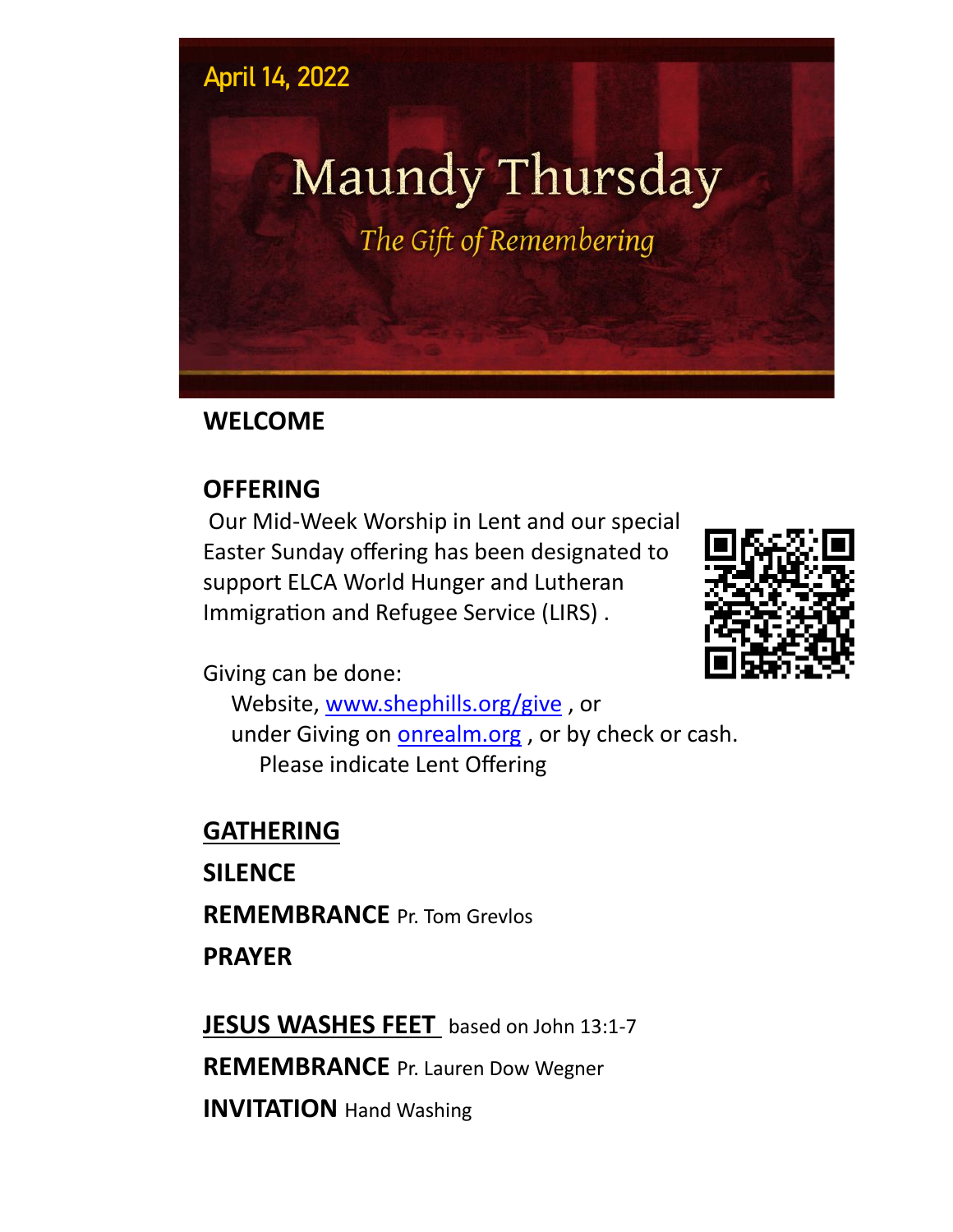April 14, 2022

# Maundy Thursday

*The Gift of Remembering*

**WELCOME**

**OFFERING**

Our Mid-Week Worship in Lent and our special Easter Sunday offering has been designated to support ELCA World Hunger and Lutheran Immigration and Refugee Service (LIRS) .

Giving can be done:

Website, www.shephills.org/give , or
under Giving on onrealm.org , or by check or cash.
Please indicate Lent Offering

**GATHERING**

**SILENCE**

**REMEMBRANCE** Pr. Tom Grevlos

**PRAYER**

**JESUS WASHES FEET** based on John 13:1-7

**REMEMBRANCE** Pr. Lauren Dow Wegner

**INVITATION** Hand Washing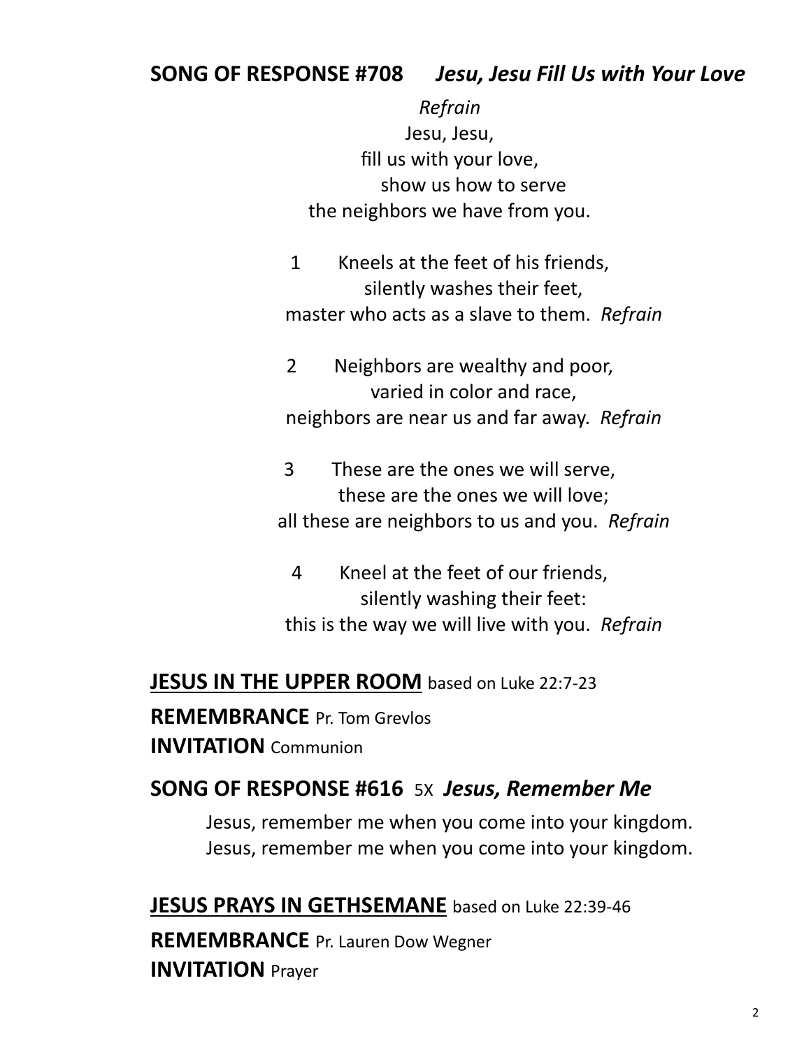## **SONG OF RESPONSE #708** *Jesu, Jesu Fill Us with Your Love*

*Refrain*
Jesu, Jesu,
fill us with your love,
show us how to serve
the neighbors we have from you.

1 Kneels at the feet of his friends,
silently washes their feet,
master who acts as a slave to them. *Refrain*

2 Neighbors are wealthy and poor,
varied in color and race,
neighbors are near us and far away. *Refrain*

3 These are the ones we will serve,
these are the ones we will love;
all these are neighbors to us and you. *Refrain*

4 Kneel at the feet of our friends,
silently washing their feet:
this is the way we will live with you. *Refrain*

## **JESUS IN THE UPPER ROOM** based on Luke 22:7-23

**REMEMBRANCE** Pr. Tom Grevlos

**INVITATION** Communion

## **SONG OF RESPONSE #616** 5X *Jesus, Remember Me*

Jesus, remember me when you come into your kingdom.
Jesus, remember me when you come into your kingdom.

## **JESUS PRAYS IN GETHSEMANE** based on Luke 22:39-46

**REMEMBRANCE** Pr. Lauren Dow Wegner

**INVITATION** Prayer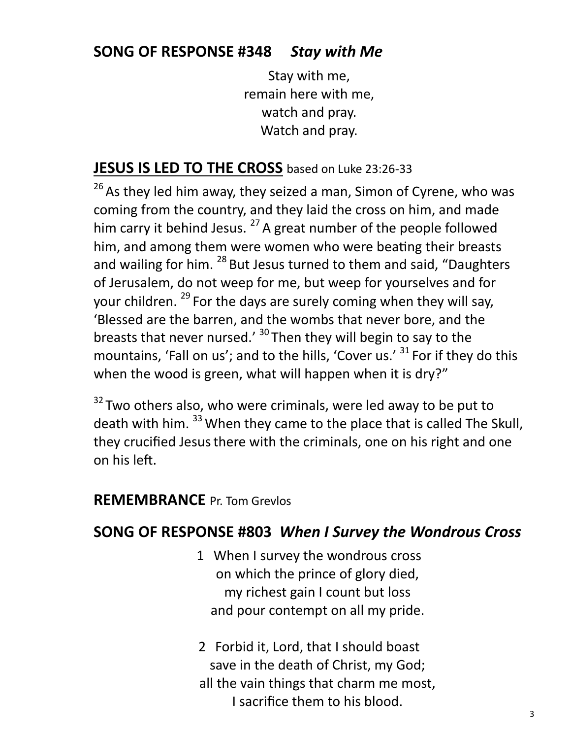## SONG OF RESPONSE #348 *Stay with Me*

Stay with me,
remain here with me,
watch and pray.
Watch and pray.

## JESUS IS LED TO THE CROSS based on Luke 23:26-33

[26] As they led him away, they seized a man, Simon of Cyrene, who was coming from the country, and they laid the cross on him, and made him carry it behind Jesus. [27] A great number of the people followed him, and among them were women who were beating their breasts and wailing for him. [28] But Jesus turned to them and said, "Daughters of Jerusalem, do not weep for me, but weep for yourselves and for your children. [29] For the days are surely coming when they will say, 'Blessed are the barren, and the wombs that never bore, and the breasts that never nursed.' [30] Then they will begin to say to the mountains, 'Fall on us'; and to the hills, 'Cover us.' [31] For if they do this when the wood is green, what will happen when it is dry?"

[32] Two others also, who were criminals, were led away to be put to death with him. [33] When they came to the place that is called The Skull, they crucified Jesus there with the criminals, one on his right and one on his left.

## REMEMBRANCE Pr. Tom Grevlos

## SONG OF RESPONSE #803 *When I Survey the Wondrous Cross*

1 When I survey the wondrous cross
on which the prince of glory died,
my richest gain I count but loss
and pour contempt on all my pride.

2 Forbid it, Lord, that I should boast
save in the death of Christ, my God;
all the vain things that charm me most,
I sacrifice them to his blood.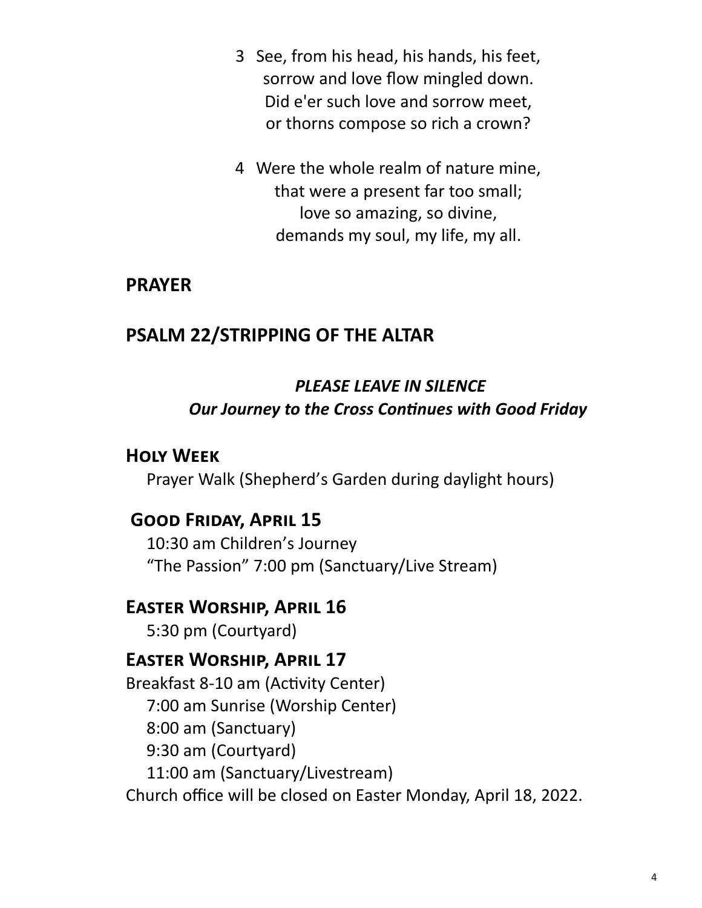3 See, from his head, his hands, his feet,
sorrow and love flow mingled down.
Did e'er such love and sorrow meet,
or thorns compose so rich a crown?

4 Were the whole realm of nature mine,
that were a present far too small;
love so amazing, so divine,
demands my soul, my life, my all.

## PRAYER

## PSALM 22/STRIPPING OF THE ALTAR

***PLEASE LEAVE IN SILENCE***
***Our Journey to the Cross Continues with Good Friday***

### Holy Week

Prayer Walk (Shepherd's Garden during daylight hours)

### Good Friday, April 15

10:30 am Children's Journey
"The Passion" 7:00 pm (Sanctuary/Live Stream)

### Easter Worship, April 16

5:30 pm (Courtyard)

### Easter Worship, April 17

Breakfast 8-10 am (Activity Center)
7:00 am Sunrise (Worship Center)
8:00 am (Sanctuary)
9:30 am (Courtyard)
11:00 am (Sanctuary/Livestream)

Church office will be closed on Easter Monday, April 18, 2022.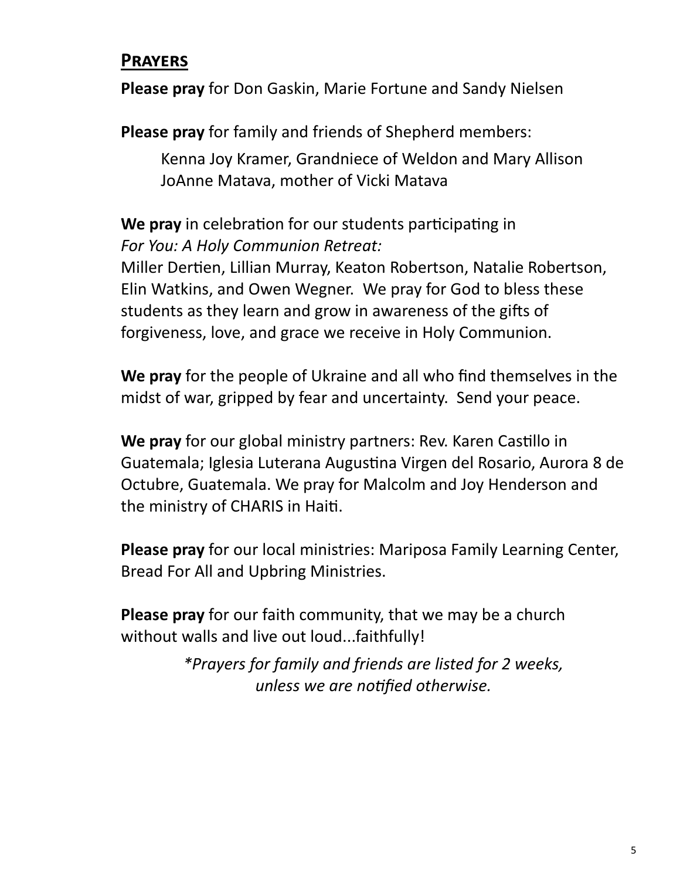## Prayers

**Please pray** for Don Gaskin, Marie Fortune and Sandy Nielsen

**Please pray** for family and friends of Shepherd members:

Kenna Joy Kramer, Grandniece of Weldon and Mary Allison
JoAnne Matava, mother of Vicki Matava

**We pray** in celebration for our students participating in *For You: A Holy Communion Retreat:*
Miller Dertien, Lillian Murray, Keaton Robertson, Natalie Robertson, Elin Watkins, and Owen Wegner. We pray for God to bless these students as they learn and grow in awareness of the gifts of forgiveness, love, and grace we receive in Holy Communion.

**We pray** for the people of Ukraine and all who find themselves in the midst of war, gripped by fear and uncertainty. Send your peace.

**We pray** for our global ministry partners: Rev. Karen Castillo in Guatemala; Iglesia Luterana Augustina Virgen del Rosario, Aurora 8 de Octubre, Guatemala. We pray for Malcolm and Joy Henderson and the ministry of CHARIS in Haiti.

**Please pray** for our local ministries: Mariposa Family Learning Center, Bread For All and Upbring Ministries.

**Please pray** for our faith community, that we may be a church without walls and live out loud...faithfully!

*\*Prayers for family and friends are listed for 2 weeks, unless we are notified otherwise.*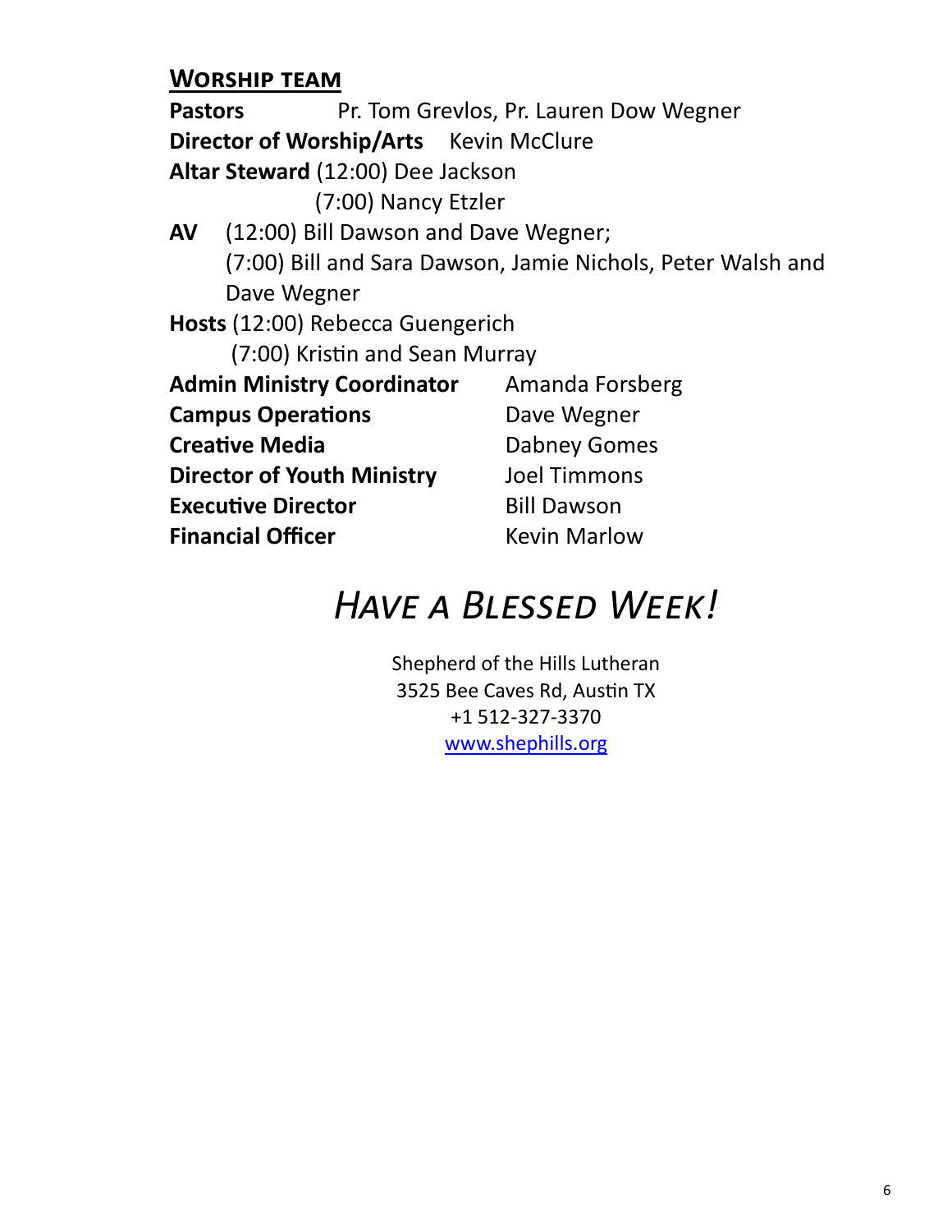## Worship team

**Pastors** Pr. Tom Grevlos, Pr. Lauren Dow Wegner

**Director of Worship/Arts** Kevin McClure

**Altar Steward** (12:00) Dee Jackson
(7:00) Nancy Etzler

**AV** (12:00) Bill Dawson and Dave Wegner;
(7:00) Bill and Sara Dawson, Jamie Nichols, Peter Walsh and Dave Wegner

**Hosts** (12:00) Rebecca Guengerich
(7:00) Kristin and Sean Murray

**Admin Ministry Coordinator** Amanda Forsberg

**Campus Operations** Dave Wegner

**Creative Media** Dabney Gomes

**Director of Youth Ministry** Joel Timmons

**Executive Director** Bill Dawson

**Financial Officer** Kevin Marlow

# *Have a Blessed Week!*

Shepherd of the Hills Lutheran
3525 Bee Caves Rd, Austin TX
+1 512-327-3370
www.shephills.org